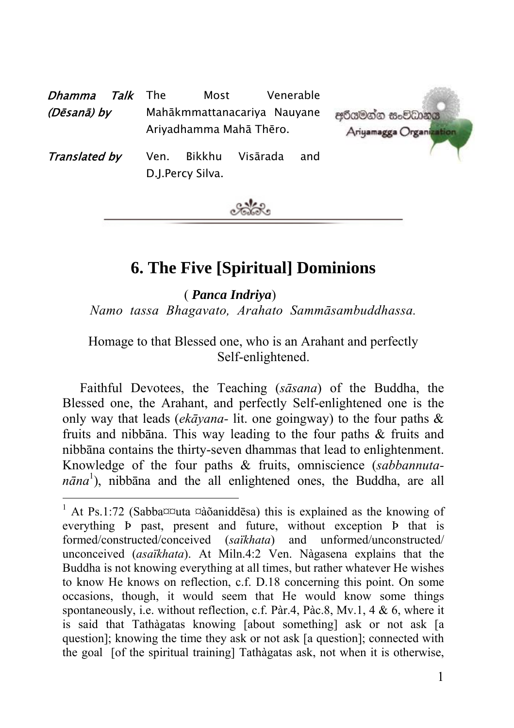*Dhamma Talk (Dēsanā) by* The Most Venerable Mahākmmattanacariya Nauyane Ariyadhamma Mahā Thēro.

*Translated by* Ven. Bikkhu Visārada and D.J.Percy Silva.

# 6. The Five [Spiritual] Dominions

( ***Panca Indriya*** )

*Namo tassa Bhagavato, Arahato Sammāsambuddhassa.*

Homage to that Blessed one, who is an Arahant and perfectly Self-enlightened.

Faithful Devotees, the Teaching (*sāsana*) of the Buddha, the Blessed one, the Arahant, and perfectly Self-enlightened one is the only way that leads (*ekāyana*- lit. one goingway) to the four paths & fruits and nibbāna. This way leading to the four paths & fruits and nibbāna contains the thirty-seven dhammas that lead to enlightenment. Knowledge of the four paths & fruits, omniscience (*sabbannuta-nāna*[1]), nibbāna and the all enlightened ones, the Buddha, are all

[1] At Ps.1:72 (Sabba¤¤uta ¤àõaniddēsa) this is explained as the knowing of everything Þ past, present and future, without exception Þ that is formed/constructed/conceived (*saïkhata*) and unformed/unconstructed/ unconceived (*asaïkhata*). At Miln.4:2 Ven. Nàgasena explains that the Buddha is not knowing everything at all times, but rather whatever He wishes to know He knows on reflection, c.f. D.18 concerning this point. On some occasions, though, it would seem that He would know some things spontaneously, i.e. without reflection, c.f. Pàr.4, Pàc.8, Mv.1, 4 & 6, where it is said that Tathàgatas knowing [about something] ask or not ask [a question]; knowing the time they ask or not ask [a question]; connected with the goal [of the spiritual training] Tathàgatas ask, not when it is otherwise,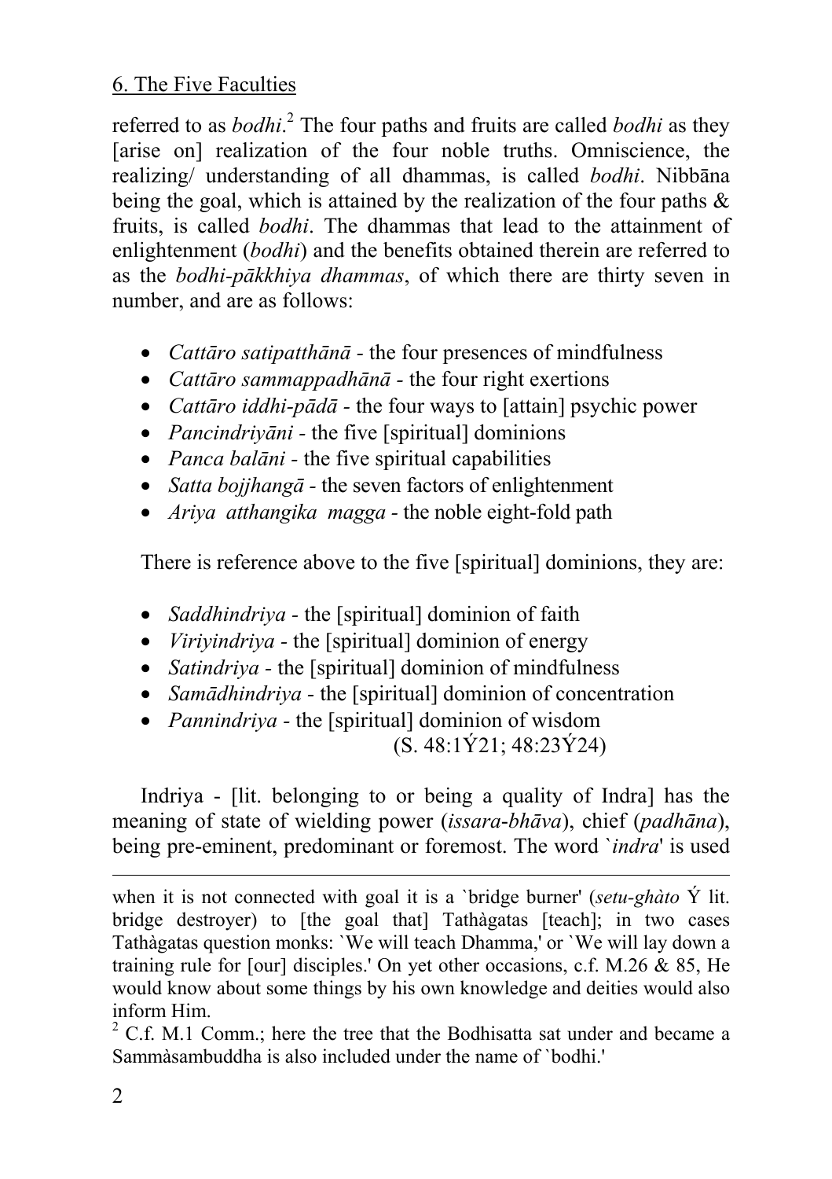referred to as *bodhi*.[2] The four paths and fruits are called *bodhi* as they [arise on] realization of the four noble truths. Omniscience, the realizing/ understanding of all dhammas, is called *bodhi*. Nibbāna being the goal, which is attained by the realization of the four paths & fruits, is called *bodhi*. The dhammas that lead to the attainment of enlightenment (*bodhi*) and the benefits obtained therein are referred to as the *bodhi-pākkhiya dhammas*, of which there are thirty seven in number, and are as follows:

- *Cattāro satipatthānā* - the four presences of mindfulness
- *Cattāro sammappadhānā* - the four right exertions
- *Cattāro iddhi-pādā* - the four ways to [attain] psychic power
- *Pancindriyāni* - the five [spiritual] dominions
- *Panca balāni* - the five spiritual capabilities
- *Satta bojjhangā* - the seven factors of enlightenment
- *Ariya atthangika magga* - the noble eight-fold path

There is reference above to the five [spiritual] dominions, they are:

- *Saddhindriya* - the [spiritual] dominion of faith
- *Viriyindriya* - the [spiritual] dominion of energy
- *Satindriya* - the [spiritual] dominion of mindfulness
- *Samādhindriya* - the [spiritual] dominion of concentration
- *Pannindriya* - the [spiritual] dominion of wisdom

(S. 48:1Ý21; 48:23Ý24)

Indriya - [lit. belonging to or being a quality of Indra] has the meaning of state of wielding power (*issara-bhāva*), chief (*padhāna*), being pre-eminent, predominant or foremost. The word `*indra*' is used

---

when it is not connected with goal it is a `bridge burner' (*setu-ghàto* Ý lit. bridge destroyer) to [the goal that] Tathàgatas [teach]; in two cases Tathàgatas question monks: `We will teach Dhamma,' or `We will lay down a training rule for [our] disciples.' On yet other occasions, c.f. M.26 & 85, He would know about some things by his own knowledge and deities would also inform Him.

[2] C.f. M.1 Comm.; here the tree that the Bodhisatta sat under and became a Sammàsambuddha is also included under the name of `bodhi.'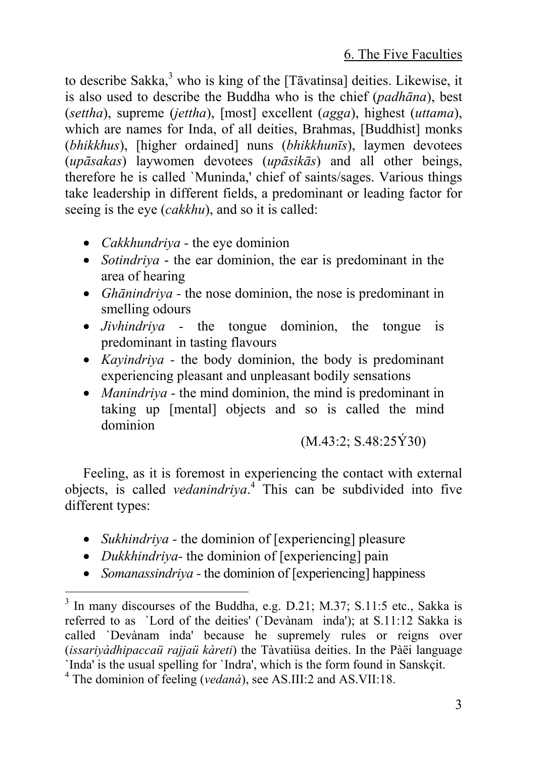to describe Sakka,[3] who is king of the [Tāvatinsa] deities. Likewise, it is also used to describe the Buddha who is the chief (*padhāna*), best (*settha*), supreme (*jettha*), [most] excellent (*agga*), highest (*uttama*), which are names for Inda, of all deities, Brahmas, [Buddhist] monks (*bhikkhus*), [higher ordained] nuns (*bhikkhunīs*), laymen devotees (*upāsakas*) laywomen devotees (*upāsikās*) and all other beings, therefore he is called `Muninda,' chief of saints/sages. Various things take leadership in different fields, a predominant or leading factor for seeing is the eye (*cakkhu*), and so it is called:

- *Cakkhundriya* - the eye dominion
- *Sotindriya* - the ear dominion, the ear is predominant in the area of hearing
- *Ghānindriya* - the nose dominion, the nose is predominant in smelling odours
- *Jivhindriya* - the tongue dominion, the tongue is predominant in tasting flavours
- *Kayindriya* - the body dominion, the body is predominant experiencing pleasant and unpleasant bodily sensations
- *Manindriya* - the mind dominion, the mind is predominant in taking up [mental] objects and so is called the mind dominion

(M.43:2; S.48:25Ý30)

Feeling, as it is foremost in experiencing the contact with external objects, is called *vedanindriya*.[4] This can be subdivided into five different types:

- *Sukhindriya* - the dominion of [experiencing] pleasure
- *Dukkhindriya*- the dominion of [experiencing] pain
- *Somanassindriya* - the dominion of [experiencing] happiness

---

[3] In many discourses of the Buddha, e.g. D.21; M.37; S.11:5 etc., Sakka is referred to as `Lord of the deities' (`Devànam inda'); at S.11:12 Sakka is called `Devànam inda' because he supremely rules or reigns over (*issariyàdhipaccaü rajjaü kàreti*) the Tàvatiüsa deities. In the Pàëi language `Inda' is the usual spelling for `Indra', which is the form found in Sanskçit.

[4] The dominion of feeling (*vedanà*), see AS.III:2 and AS.VII:18.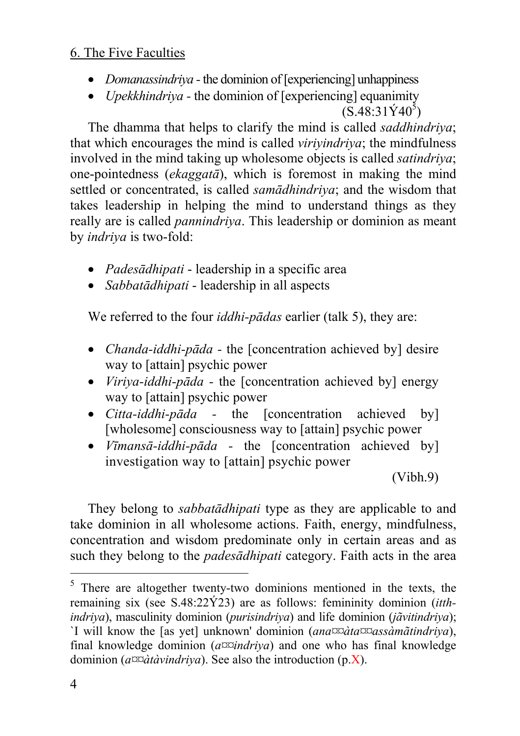6. The Five Faculties

- *Domanassindriya* - the dominion of [experiencing] unhappiness
- *Upekkhindriya* - the dominion of [experiencing] equanimity (S.48:31Ý40[5])

The dhamma that helps to clarify the mind is called *saddhindriya*; that which encourages the mind is called *viriyindriya*; the mindfulness involved in the mind taking up wholesome objects is called *satindriya*; one-pointedness (*ekaggatā*), which is foremost in making the mind settled or concentrated, is called *samādhindriya*; and the wisdom that takes leadership in helping the mind to understand things as they really are is called *pannindriya*. This leadership or dominion as meant by *indriya* is two-fold:

- *Padesādhipati* - leadership in a specific area
- *Sabbatādhipati* - leadership in all aspects

We referred to the four *iddhi-pādas* earlier (talk 5), they are:

- *Chanda-iddhi-pāda* - the [concentration achieved by] desire way to [attain] psychic power
- *Viriya-iddhi-pāda* - the [concentration achieved by] energy way to [attain] psychic power
- *Citta-iddhi-pāda* - the [concentration achieved by] [wholesome] consciousness way to [attain] psychic power
- *Vīmansā-iddhi-pāda* - the [concentration achieved by] investigation way to [attain] psychic power

(Vibh.9)

They belong to *sabbatādhipati* type as they are applicable to and take dominion in all wholesome actions. Faith, energy, mindfulness, concentration and wisdom predominate only in certain areas and as such they belong to the *padesādhipati* category. Faith acts in the area

---

[5] There are altogether twenty-two dominions mentioned in the texts, the remaining six (see S.48:22Ý23) are as follows: femininity dominion (*itth-indriya*), masculinity dominion (*purisindriya*) and life dominion (*jãvitindriya*); `I will know the [as yet] unknown' dominion (*ana¤¤àta¤¤assàmãtindriya*), final knowledge dominion (*a¤¤indriya*) and one who has final knowledge dominion (*a¤¤àtàvindriya*). See also the introduction (p.X).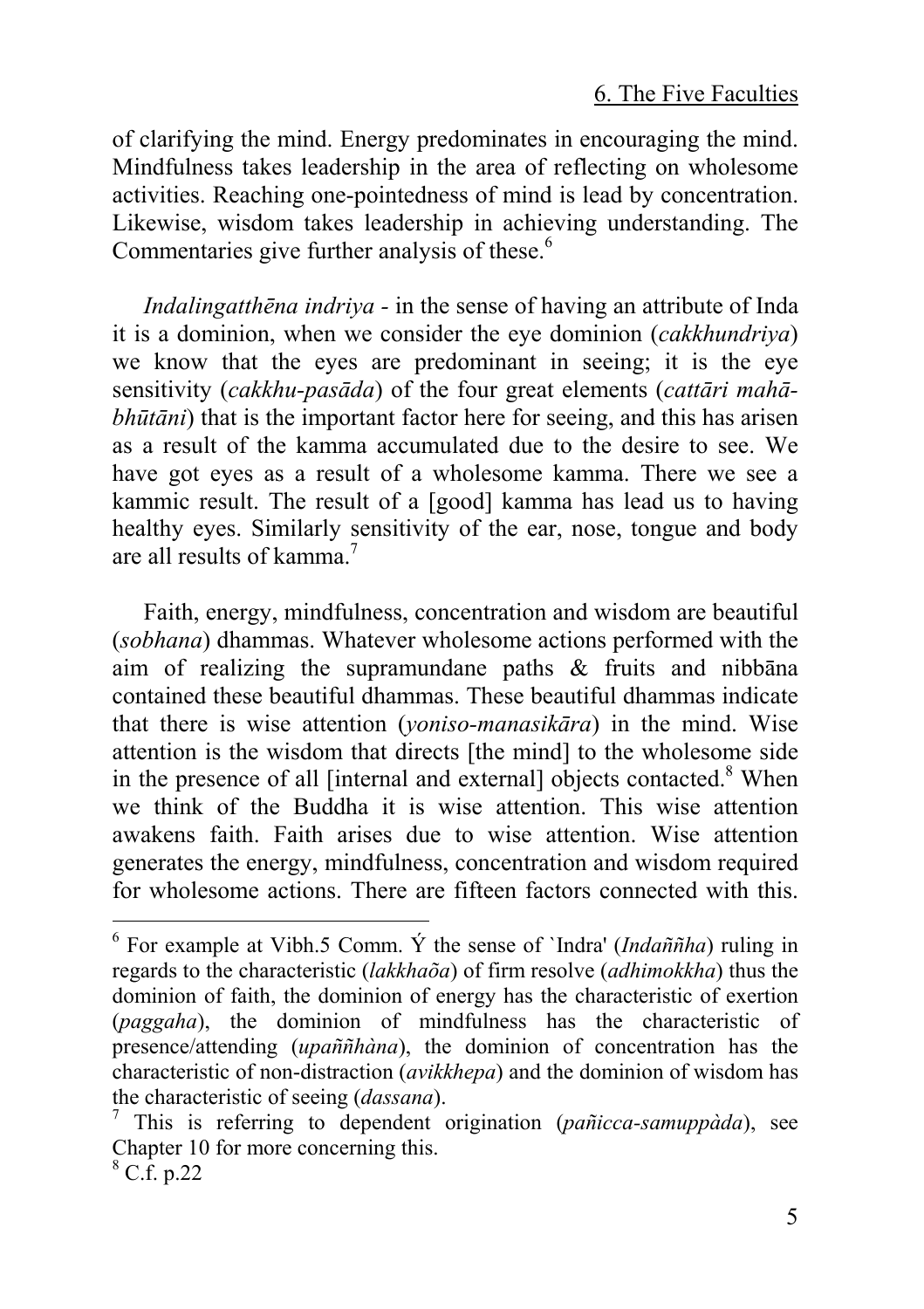of clarifying the mind. Energy predominates in encouraging the mind. Mindfulness takes leadership in the area of reflecting on wholesome activities. Reaching one-pointedness of mind is lead by concentration. Likewise, wisdom takes leadership in achieving understanding. The Commentaries give further analysis of these.[6]

*Indalingatthēna indriya* - in the sense of having an attribute of Inda it is a dominion, when we consider the eye dominion (*cakkhundriya*) we know that the eyes are predominant in seeing; it is the eye sensitivity (*cakkhu-pasāda*) of the four great elements (*cattāri mahā-bhūtāni*) that is the important factor here for seeing, and this has arisen as a result of the kamma accumulated due to the desire to see. We have got eyes as a result of a wholesome kamma. There we see a kammic result. The result of a [good] kamma has lead us to having healthy eyes. Similarly sensitivity of the ear, nose, tongue and body are all results of kamma.[7]

Faith, energy, mindfulness, concentration and wisdom are beautiful (*sobhana*) dhammas. Whatever wholesome actions performed with the aim of realizing the supramundane paths & fruits and nibbāna contained these beautiful dhammas. These beautiful dhammas indicate that there is wise attention (*yoniso-manasikāra*) in the mind. Wise attention is the wisdom that directs [the mind] to the wholesome side in the presence of all [internal and external] objects contacted.[8] When we think of the Buddha it is wise attention. This wise attention awakens faith. Faith arises due to wise attention. Wise attention generates the energy, mindfulness, concentration and wisdom required for wholesome actions. There are fifteen factors connected with this.

---

[6] For example at Vibh.5 Comm. Ý the sense of `Indra' (*Indaññha*) ruling in regards to the characteristic (*lakkhaõa*) of firm resolve (*adhimokkha*) thus the dominion of faith, the dominion of energy has the characteristic of exertion (*paggaha*), the dominion of mindfulness has the characteristic of presence/attending (*upaññhàna*), the dominion of concentration has the characteristic of non-distraction (*avikkhepa*) and the dominion of wisdom has the characteristic of seeing (*dassana*).

[7] This is referring to dependent origination (*pañicca-samuppàda*), see Chapter 10 for more concerning this.

[8] C.f. p.22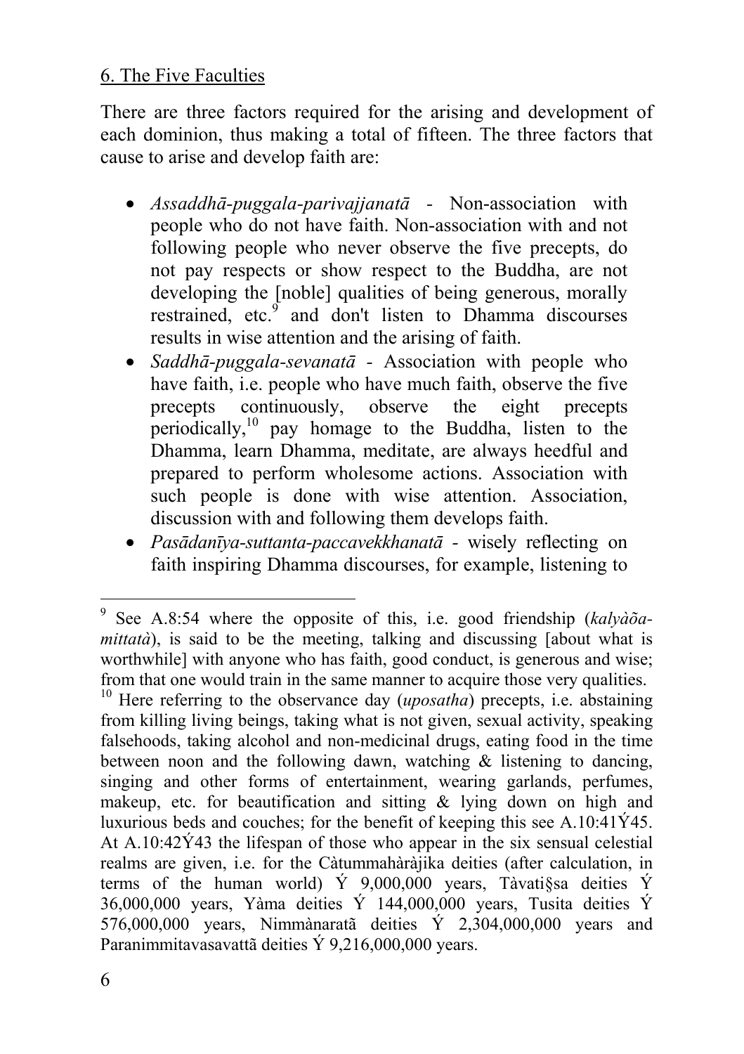## 6. The Five Faculties

There are three factors required for the arising and development of each dominion, thus making a total of fifteen. The three factors that cause to arise and develop faith are:

- *Assaddhā-puggala-parivajjanatā* - Non-association with people who do not have faith. Non-association with and not following people who never observe the five precepts, do not pay respects or show respect to the Buddha, are not developing the [noble] qualities of being generous, morally restrained, etc.[9] and don't listen to Dhamma discourses results in wise attention and the arising of faith.
- *Saddhā-puggala-sevanatā* - Association with people who have faith, i.e. people who have much faith, observe the five precepts continuously, observe the eight precepts periodically,[10] pay homage to the Buddha, listen to the Dhamma, learn Dhamma, meditate, are always heedful and prepared to perform wholesome actions. Association with such people is done with wise attention. Association, discussion with and following them develops faith.
- *Pasādanīya-suttanta-paccavekkhanatā* - wisely reflecting on faith inspiring Dhamma discourses, for example, listening to

[9] See A.8:54 where the opposite of this, i.e. good friendship (*kalyàõa-mittatà*), is said to be the meeting, talking and discussing [about what is worthwhile] with anyone who has faith, good conduct, is generous and wise; from that one would train in the same manner to acquire those very qualities.

[10] Here referring to the observance day (*uposatha*) precepts, i.e. abstaining from killing living beings, taking what is not given, sexual activity, speaking falsehoods, taking alcohol and non-medicinal drugs, eating food in the time between noon and the following dawn, watching & listening to dancing, singing and other forms of entertainment, wearing garlands, perfumes, makeup, etc. for beautification and sitting & lying down on high and luxurious beds and couches; for the benefit of keeping this see A.10:41Ý45. At A.10:42Ý43 the lifespan of those who appear in the six sensual celestial realms are given, i.e. for the Càtummahàràjika deities (after calculation, in terms of the human world) Ý 9,000,000 years, Tàvati§sa deities Ý 36,000,000 years, Yàma deities Ý 144,000,000 years, Tusita deities Ý 576,000,000 years, Nimmànaratã deities Ý 2,304,000,000 years and Paranimmitavasavattã deities Ý 9,216,000,000 years.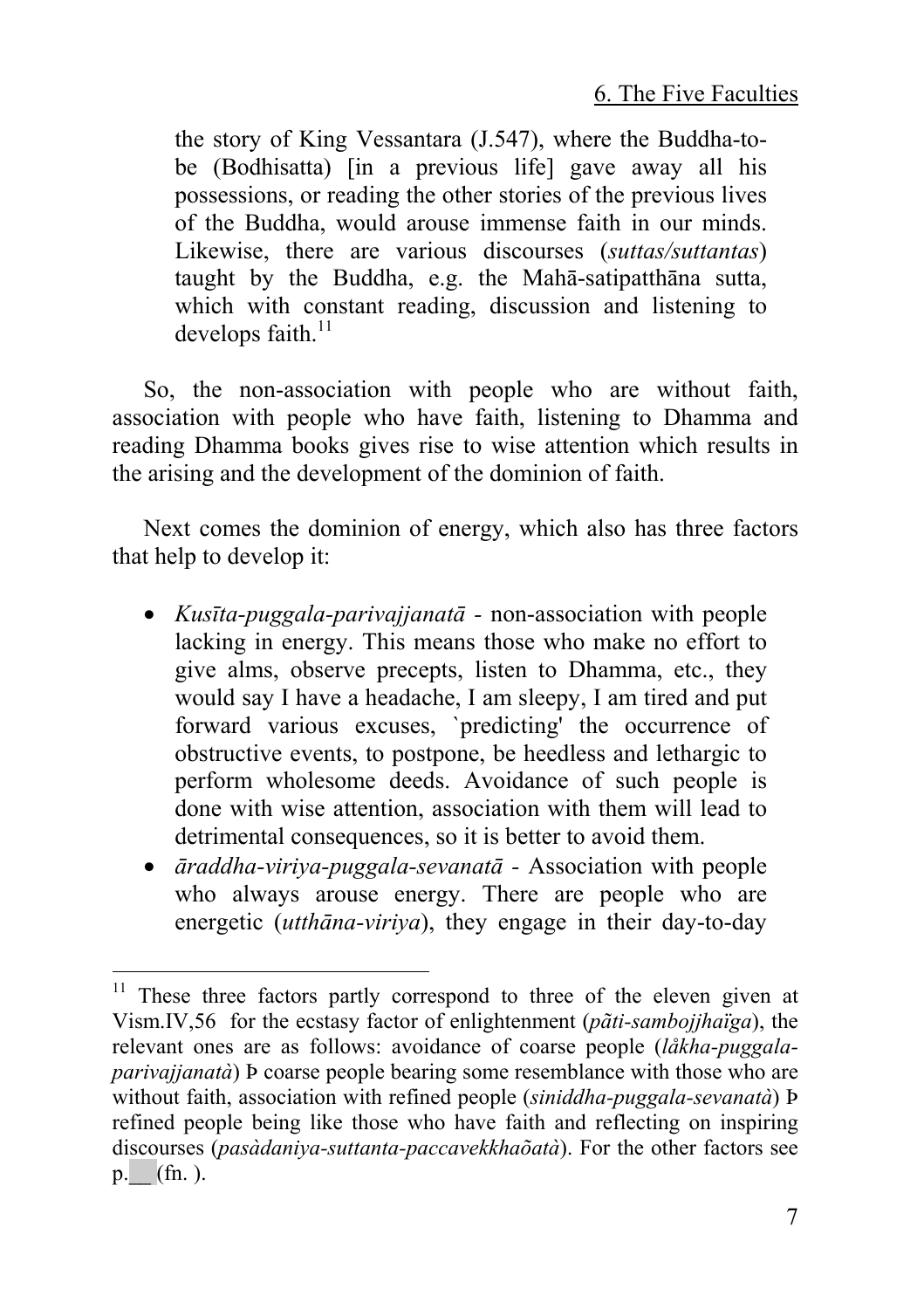the story of King Vessantara (J.547), where the Buddha-to-be (Bodhisatta) [in a previous life] gave away all his possessions, or reading the other stories of the previous lives of the Buddha, would arouse immense faith in our minds. Likewise, there are various discourses (*suttas/suttantas*) taught by the Buddha, e.g. the Mahā-satipatthāna sutta, which with constant reading, discussion and listening to develops faith.[11]

So, the non-association with people who are without faith, association with people who have faith, listening to Dhamma and reading Dhamma books gives rise to wise attention which results in the arising and the development of the dominion of faith.

Next comes the dominion of energy, which also has three factors that help to develop it:

- *Kusīta-puggala-parivajjanatā* - non-association with people lacking in energy. This means those who make no effort to give alms, observe precepts, listen to Dhamma, etc., they would say I have a headache, I am sleepy, I am tired and put forward various excuses, `predicting' the occurrence of obstructive events, to postpone, be heedless and lethargic to perform wholesome deeds. Avoidance of such people is done with wise attention, association with them will lead to detrimental consequences, so it is better to avoid them.
- *āraddha-viriya-puggala-sevanatā* - Association with people who always arouse energy. There are people who are energetic (*utthāna-viriya*), they engage in their day-to-day

---

[11] These three factors partly correspond to three of the eleven given at Vism.IV,56 for the ecstasy factor of enlightenment (*pãti-sambojjhaïga*), the relevant ones are as follows: avoidance of coarse people (*låkha-puggala-parivajjanatà*) Þ coarse people bearing some resemblance with those who are without faith, association with refined people (*siniddha-puggala-sevanatà*) Þ refined people being like those who have faith and reflecting on inspiring discourses (*pasàdaniya-suttanta-paccavekkhaõatà*). For the other factors see p.__ (fn. ).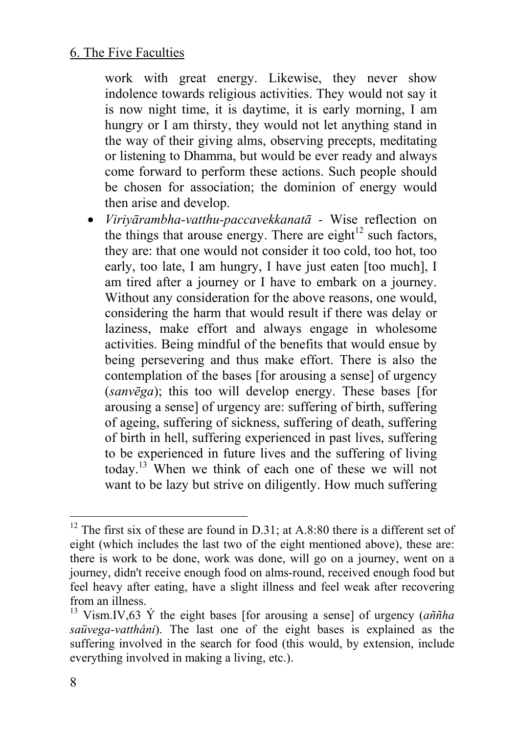work with great energy. Likewise, they never show indolence towards religious activities. They would not say it is now night time, it is daytime, it is early morning, I am hungry or I am thirsty, they would not let anything stand in the way of their giving alms, observing precepts, meditating or listening to Dhamma, but would be ever ready and always come forward to perform these actions. Such people should be chosen for association; the dominion of energy would then arise and develop.

- *Viriyārambha-vatthu-paccavekkanatā* - Wise reflection on the things that arouse energy. There are eight[12] such factors, they are: that one would not consider it too cold, too hot, too early, too late, I am hungry, I have just eaten [too much], I am tired after a journey or I have to embark on a journey. Without any consideration for the above reasons, one would, considering the harm that would result if there was delay or laziness, make effort and always engage in wholesome activities. Being mindful of the benefits that would ensue by being persevering and thus make effort. There is also the contemplation of the bases [for arousing a sense] of urgency (*sanvēga*); this too will develop energy. These bases [for arousing a sense] of urgency are: suffering of birth, suffering of ageing, suffering of sickness, suffering of death, suffering of birth in hell, suffering experienced in past lives, suffering to be experienced in future lives and the suffering of living today.[13] When we think of each one of these we will not want to be lazy but strive on diligently. How much suffering

---

[12] The first six of these are found in D.31; at A.8:80 there is a different set of eight (which includes the last two of the eight mentioned above), these are: there is work to be done, work was done, will go on a journey, went on a journey, didn't receive enough food on alms-round, received enough food but feel heavy after eating, have a slight illness and feel weak after recovering from an illness.

[13] Vism.IV,63 Ý the eight bases [for arousing a sense] of urgency (*aññha saüvega-vatthåni*). The last one of the eight bases is explained as the suffering involved in the search for food (this would, by extension, include everything involved in making a living, etc.).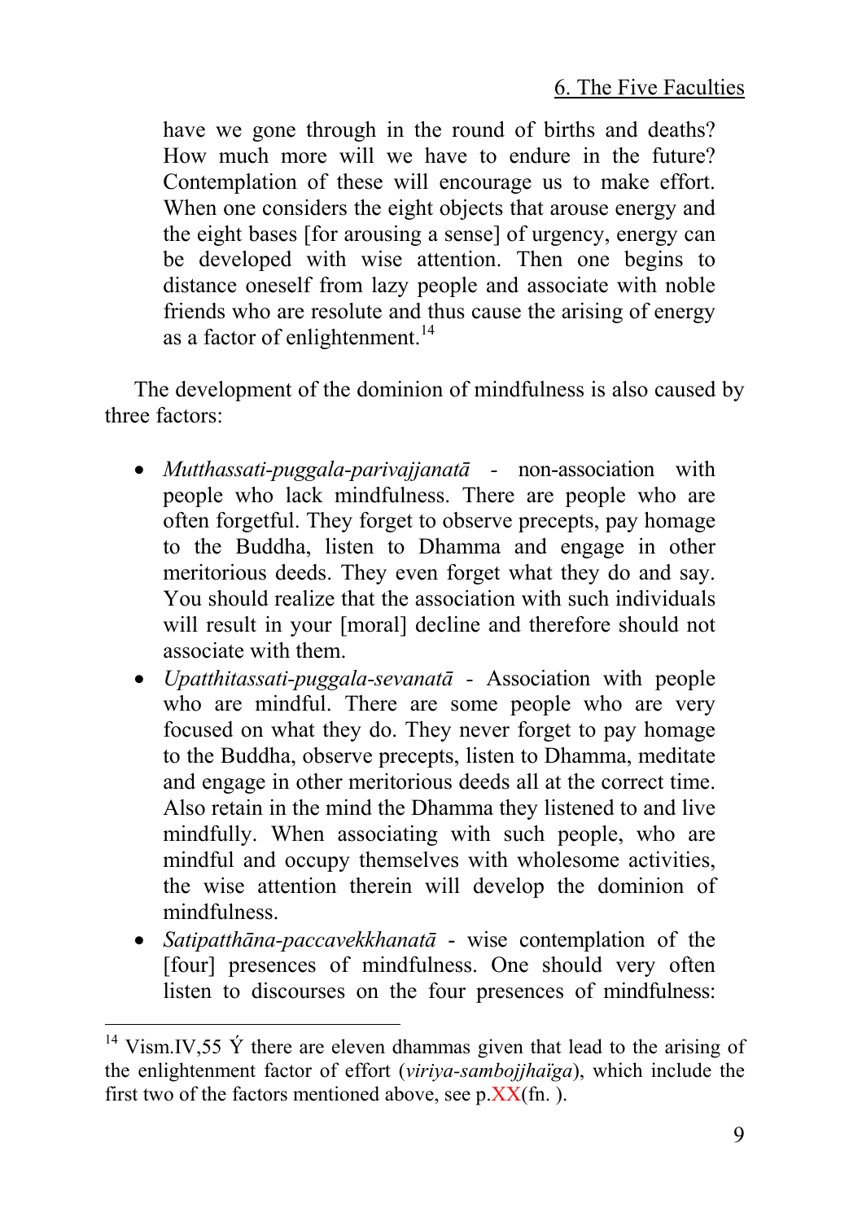have we gone through in the round of births and deaths? How much more will we have to endure in the future? Contemplation of these will encourage us to make effort. When one considers the eight objects that arouse energy and the eight bases [for arousing a sense] of urgency, energy can be developed with wise attention. Then one begins to distance oneself from lazy people and associate with noble friends who are resolute and thus cause the arising of energy as a factor of enlightenment.[14]

The development of the dominion of mindfulness is also caused by three factors:

- *Mutthassati-puggala-parivajjanatā* - non-association with people who lack mindfulness. There are people who are often forgetful. They forget to observe precepts, pay homage to the Buddha, listen to Dhamma and engage in other meritorious deeds. They even forget what they do and say. You should realize that the association with such individuals will result in your [moral] decline and therefore should not associate with them.
- *Upatthitassati-puggala-sevanatā* - Association with people who are mindful. There are some people who are very focused on what they do. They never forget to pay homage to the Buddha, observe precepts, listen to Dhamma, meditate and engage in other meritorious deeds all at the correct time. Also retain in the mind the Dhamma they listened to and live mindfully. When associating with such people, who are mindful and occupy themselves with wholesome activities, the wise attention therein will develop the dominion of mindfulness.
- *Satipatthāna-paccavekkhanatā* - wise contemplation of the [four] presences of mindfulness. One should very often listen to discourses on the four presences of mindfulness:

---

[14] Vism.IV,55 Ý there are eleven dhammas given that lead to the arising of the enlightenment factor of effort (*viriya-sambojjhaïga*), which include the first two of the factors mentioned above, see p.XX(fn. ).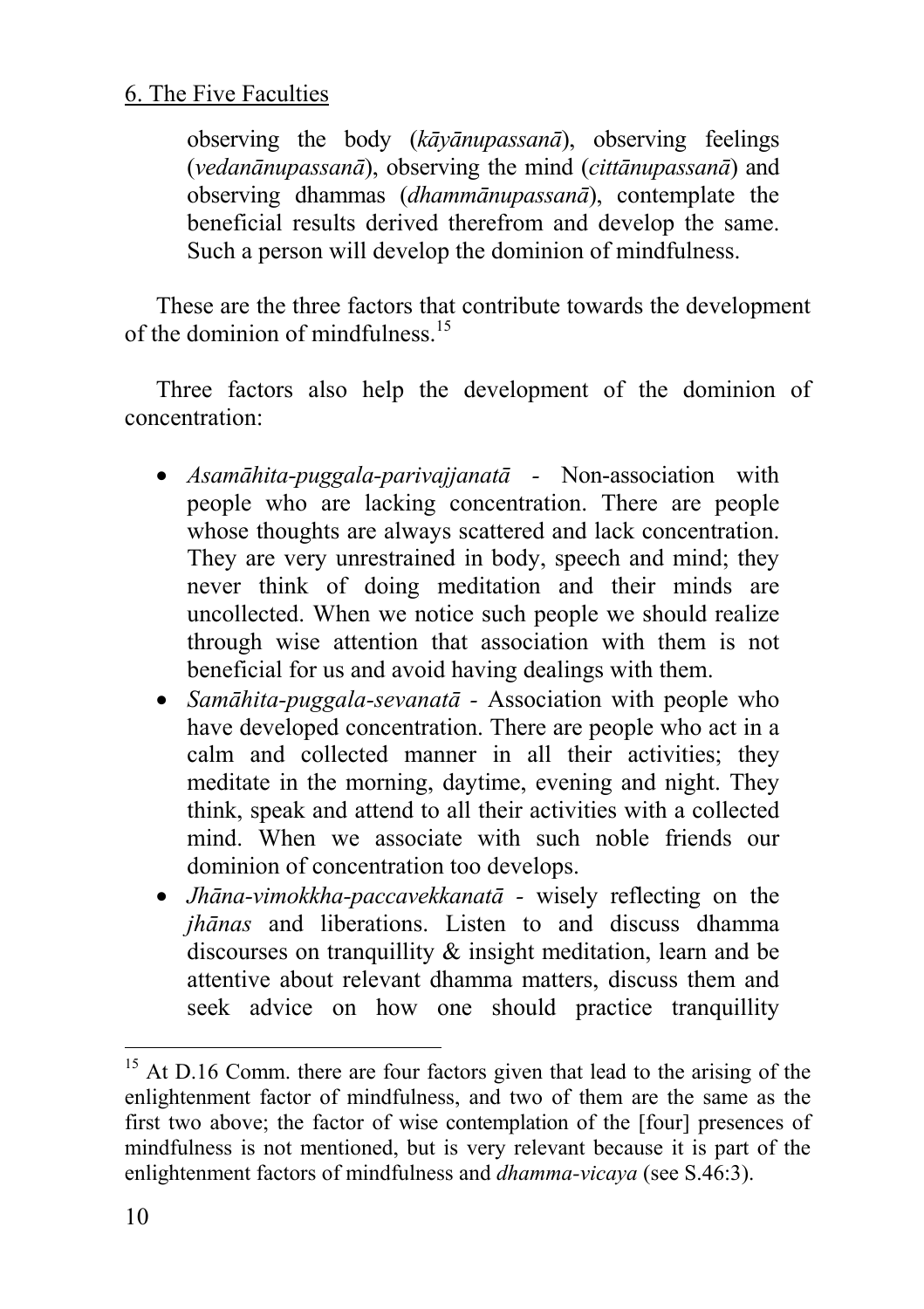observing the body (*kāyānupassanā*), observing feelings (*vedanānupassanā*), observing the mind (*cittānupassanā*) and observing dhammas (*dhammānupassanā*), contemplate the beneficial results derived therefrom and develop the same. Such a person will develop the dominion of mindfulness.

These are the three factors that contribute towards the development of the dominion of mindfulness.[15]

Three factors also help the development of the dominion of concentration:

- *Asamāhita-puggala-parivajjanatā* - Non-association with people who are lacking concentration. There are people whose thoughts are always scattered and lack concentration. They are very unrestrained in body, speech and mind; they never think of doing meditation and their minds are uncollected. When we notice such people we should realize through wise attention that association with them is not beneficial for us and avoid having dealings with them.
- *Samāhita-puggala-sevanatā* - Association with people who have developed concentration. There are people who act in a calm and collected manner in all their activities; they meditate in the morning, daytime, evening and night. They think, speak and attend to all their activities with a collected mind. When we associate with such noble friends our dominion of concentration too develops.
- *Jhāna-vimokkha-paccavekkanatā* - wisely reflecting on the *jhānas* and liberations. Listen to and discuss dhamma discourses on tranquillity & insight meditation, learn and be attentive about relevant dhamma matters, discuss them and seek advice on how one should practice tranquillity

---

[15] At D.16 Comm. there are four factors given that lead to the arising of the enlightenment factor of mindfulness, and two of them are the same as the first two above; the factor of wise contemplation of the [four] presences of mindfulness is not mentioned, but is very relevant because it is part of the enlightenment factors of mindfulness and *dhamma-vicaya* (see S.46:3).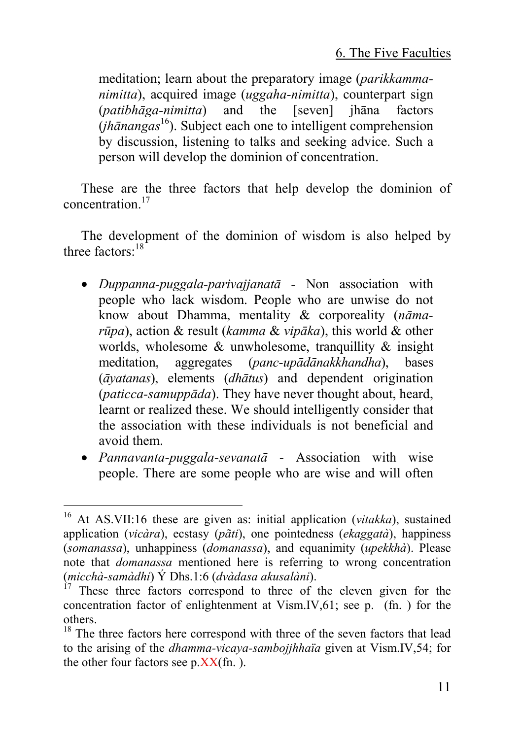meditation; learn about the preparatory image (*parikkamma-nimitta*), acquired image (*uggaha-nimitta*), counterpart sign (*patibhāga-nimitta*) and the [seven] jhāna factors (*jhānangas*[16]). Subject each one to intelligent comprehension by discussion, listening to talks and seeking advice. Such a person will develop the dominion of concentration.

These are the three factors that help develop the dominion of concentration.[17]

The development of the dominion of wisdom is also helped by three factors:[18]

- *Duppanna-puggala-parivajjanatā* - Non association with people who lack wisdom. People who are unwise do not know about Dhamma, mentality & corporeality (*nāma-rūpa*), action & result (*kamma* & *vipāka*), this world & other worlds, wholesome & unwholesome, tranquillity & insight meditation, aggregates (*panc-upādānakkhandha*), bases (*āyatanas*), elements (*dhātus*) and dependent origination (*paticca-samuppāda*). They have never thought about, heard, learnt or realized these. We should intelligently consider that the association with these individuals is not beneficial and avoid them.
- *Pannavanta-puggala-sevanatā* - Association with wise people. There are some people who are wise and will often

---

[16] At AS.VII:16 these are given as: initial application (*vitakka*), sustained application (*vicàra*), ecstasy (*pãti*), one pointedness (*ekaggatà*), happiness (*somanassa*), unhappiness (*domanassa*), and equanimity (*upekkhà*). Please note that *domanassa* mentioned here is referring to wrong concentration (*micchà-samàdhi*) Ý Dhs.1:6 (*dvàdasa akusalàni*).

[17] These three factors correspond to three of the eleven given for the concentration factor of enlightenment at Vism.IV,61; see p. (fn. ) for the others.

[18] The three factors here correspond with three of the seven factors that lead to the arising of the *dhamma-vicaya-sambojjhhaïa* given at Vism.IV,54; for the other four factors see p.XX(fn. ).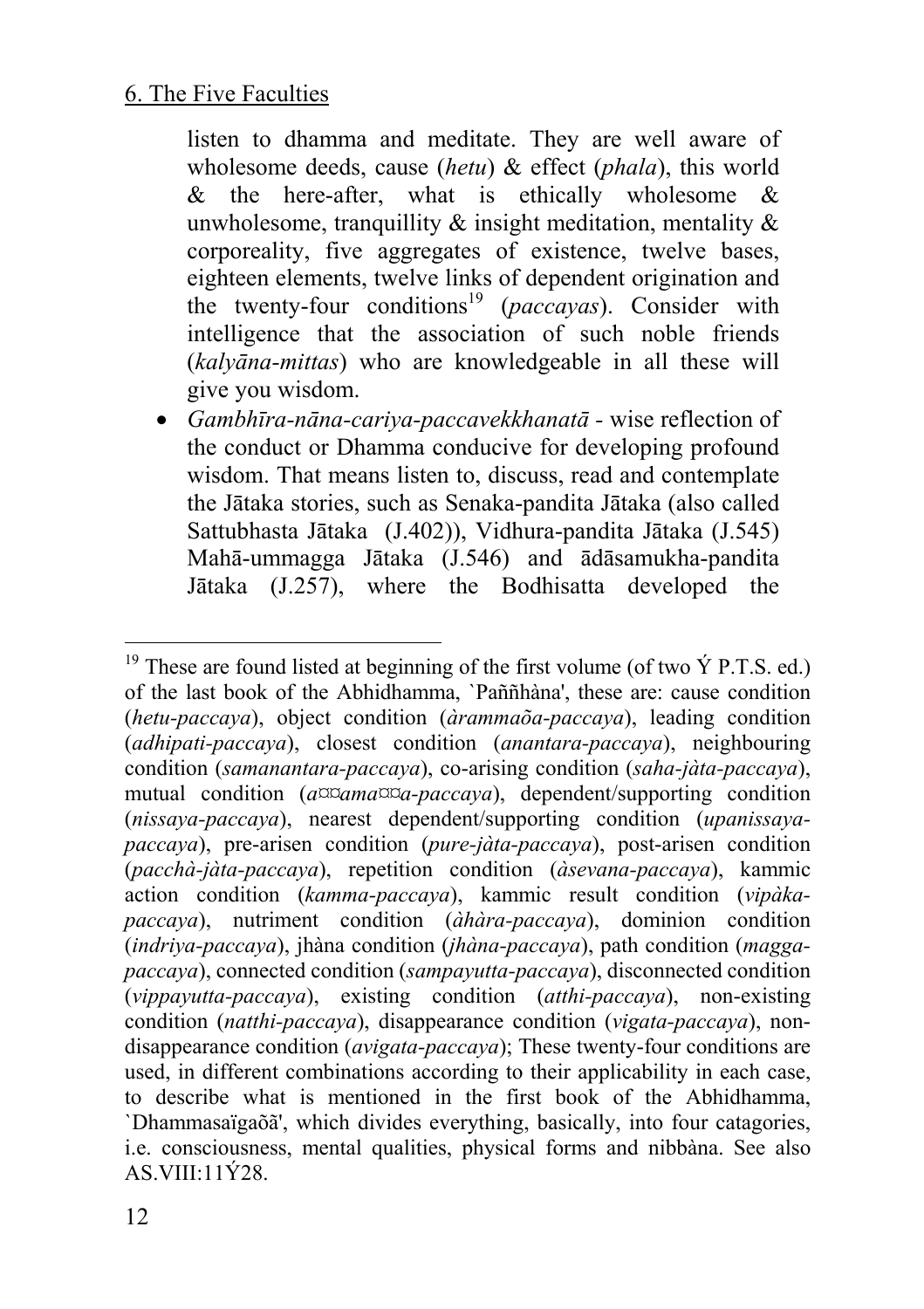listen to dhamma and meditate. They are well aware of wholesome deeds, cause (*hetu*) & effect (*phala*), this world & the here-after, what is ethically wholesome & unwholesome, tranquillity & insight meditation, mentality & corporeality, five aggregates of existence, twelve bases, eighteen elements, twelve links of dependent origination and the twenty-four conditions[19] (*paccayas*). Consider with intelligence that the association of such noble friends (*kalyāna-mittas*) who are knowledgeable in all these will give you wisdom.

- *Gambhīra-nāna-cariya-paccavekkhanatā* - wise reflection of the conduct or Dhamma conducive for developing profound wisdom. That means listen to, discuss, read and contemplate the Jātaka stories, such as Senaka-pandita Jātaka (also called Sattubhasta Jātaka (J.402)), Vidhura-pandita Jātaka (J.545) Mahā-ummagga Jātaka (J.546) and ādāsamukha-pandita Jātaka (J.257), where the Bodhisatta developed the

---

[19] These are found listed at beginning of the first volume (of two Ý P.T.S. ed.) of the last book of the Abhidhamma, `Paññhàna', these are: cause condition (*hetu-paccaya*), object condition (*àrammaõa-paccaya*), leading condition (*adhipati-paccaya*), closest condition (*anantara-paccaya*), neighbouring condition (*samanantara-paccaya*), co-arising condition (*saha-jàta-paccaya*), mutual condition (*a¤¤ama¤¤a-paccaya*), dependent/supporting condition (*nissaya-paccaya*), nearest dependent/supporting condition (*upanissaya-paccaya*), pre-arisen condition (*pure-jàta-paccaya*), post-arisen condition (*pacchà-jàta-paccaya*), repetition condition (*àsevana-paccaya*), kammic action condition (*kamma-paccaya*), kammic result condition (*vipàka-paccaya*), nutriment condition (*àhàra-paccaya*), dominion condition (*indriya-paccaya*), jhàna condition (*jhàna-paccaya*), path condition (*magga-paccaya*), connected condition (*sampayutta-paccaya*), disconnected condition (*vippayutta-paccaya*), existing condition (*atthi-paccaya*), non-existing condition (*natthi-paccaya*), disappearance condition (*vigata-paccaya*), non-disappearance condition (*avigata-paccaya*); These twenty-four conditions are used, in different combinations according to their applicability in each case, to describe what is mentioned in the first book of the Abhidhamma, `Dhammasaïgaõã', which divides everything, basically, into four catagories, i.e. consciousness, mental qualities, physical forms and nibbàna. See also AS.VIII:11Ý28.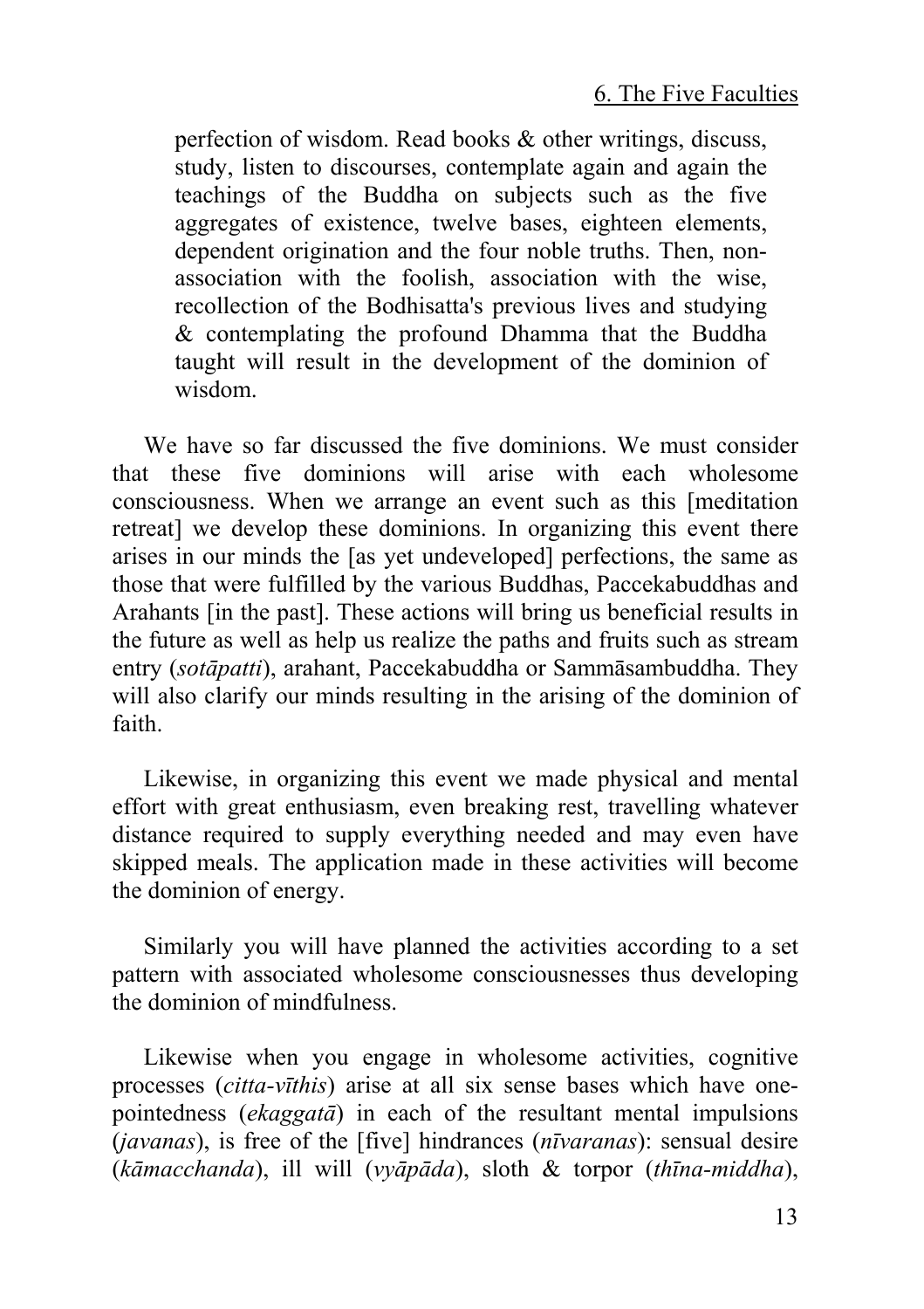perfection of wisdom. Read books & other writings, discuss, study, listen to discourses, contemplate again and again the teachings of the Buddha on subjects such as the five aggregates of existence, twelve bases, eighteen elements, dependent origination and the four noble truths. Then, non-association with the foolish, association with the wise, recollection of the Bodhisatta's previous lives and studying & contemplating the profound Dhamma that the Buddha taught will result in the development of the dominion of wisdom.

We have so far discussed the five dominions. We must consider that these five dominions will arise with each wholesome consciousness. When we arrange an event such as this [meditation retreat] we develop these dominions. In organizing this event there arises in our minds the [as yet undeveloped] perfections, the same as those that were fulfilled by the various Buddhas, Paccekabuddhas and Arahants [in the past]. These actions will bring us beneficial results in the future as well as help us realize the paths and fruits such as stream entry (*sotāpatti*), arahant, Paccekabuddha or Sammāsambuddha. They will also clarify our minds resulting in the arising of the dominion of faith.

Likewise, in organizing this event we made physical and mental effort with great enthusiasm, even breaking rest, travelling whatever distance required to supply everything needed and may even have skipped meals. The application made in these activities will become the dominion of energy.

Similarly you will have planned the activities according to a set pattern with associated wholesome consciousnesses thus developing the dominion of mindfulness.

Likewise when you engage in wholesome activities, cognitive processes (*citta-vīthis*) arise at all six sense bases which have one-pointedness (*ekaggatā*) in each of the resultant mental impulsions (*javanas*), is free of the [five] hindrances (*nīvaranas*): sensual desire (*kāmacchanda*), ill will (*vyāpāda*), sloth & torpor (*thīna-middha*),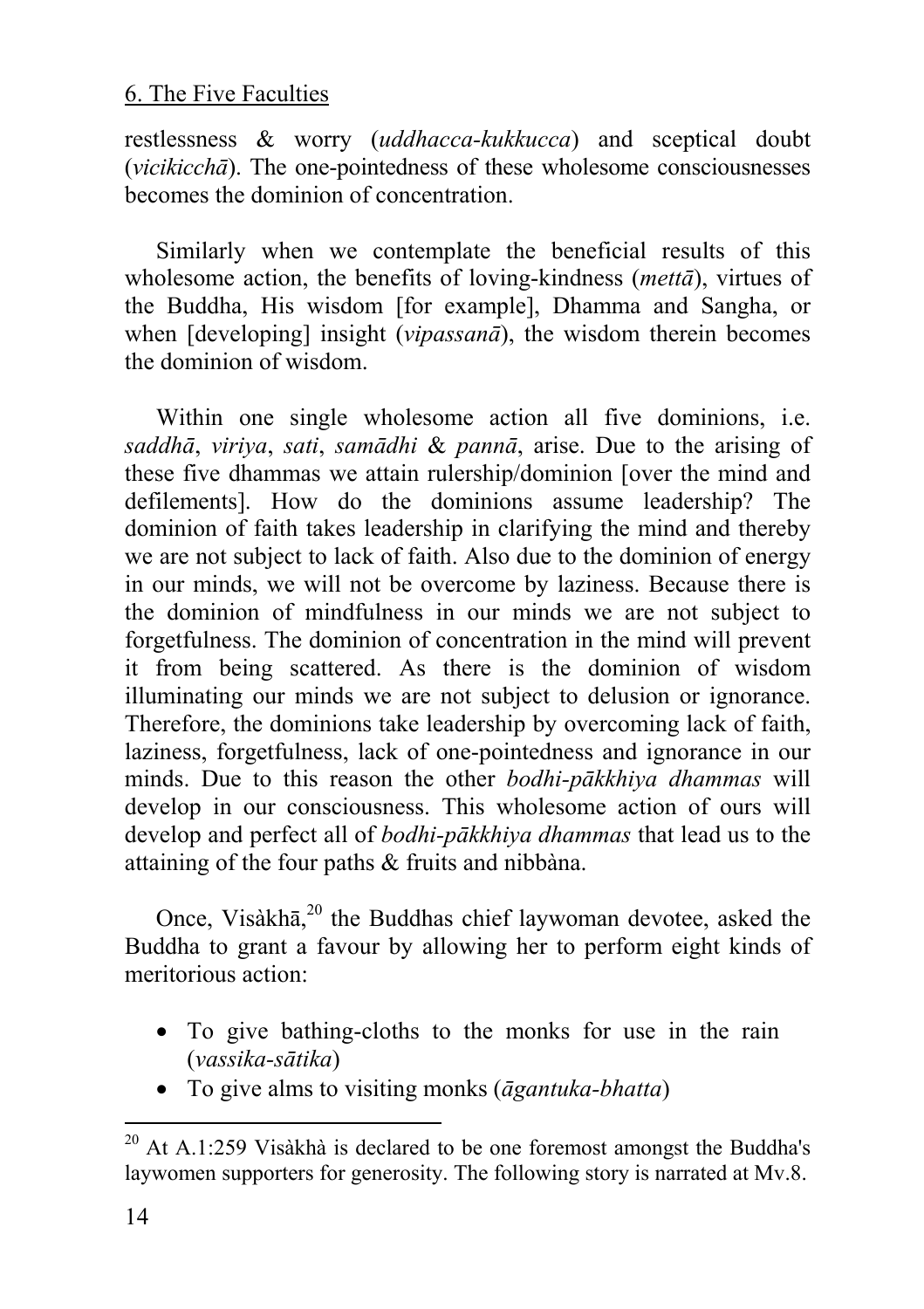restlessness & worry (*uddhacca-kukkucca*) and sceptical doubt (*vicikicchā*). The one-pointedness of these wholesome consciousnesses becomes the dominion of concentration.

Similarly when we contemplate the beneficial results of this wholesome action, the benefits of loving-kindness (*mettā*), virtues of the Buddha, His wisdom [for example], Dhamma and Sangha, or when [developing] insight (*vipassanā*), the wisdom therein becomes the dominion of wisdom.

Within one single wholesome action all five dominions, i.e. *saddhā*, *viriya*, *sati*, *samādhi* & *pannā*, arise. Due to the arising of these five dhammas we attain rulership/dominion [over the mind and defilements]. How do the dominions assume leadership? The dominion of faith takes leadership in clarifying the mind and thereby we are not subject to lack of faith. Also due to the dominion of energy in our minds, we will not be overcome by laziness. Because there is the dominion of mindfulness in our minds we are not subject to forgetfulness. The dominion of concentration in the mind will prevent it from being scattered. As there is the dominion of wisdom illuminating our minds we are not subject to delusion or ignorance. Therefore, the dominions take leadership by overcoming lack of faith, laziness, forgetfulness, lack of one-pointedness and ignorance in our minds. Due to this reason the other *bodhi-pākkhiya dhammas* will develop in our consciousness. This wholesome action of ours will develop and perfect all of *bodhi-pākkhiya dhammas* that lead us to the attaining of the four paths & fruits and nibbàna.

Once, Visàkhā,[20] the Buddhas chief laywoman devotee, asked the Buddha to grant a favour by allowing her to perform eight kinds of meritorious action:

- To give bathing-cloths to the monks for use in the rain (*vassika-sātika*)
- To give alms to visiting monks (*āgantuka-bhatta*)

---

[20] At A.1:259 Visàkhà is declared to be one foremost amongst the Buddha's laywomen supporters for generosity. The following story is narrated at Mv.8.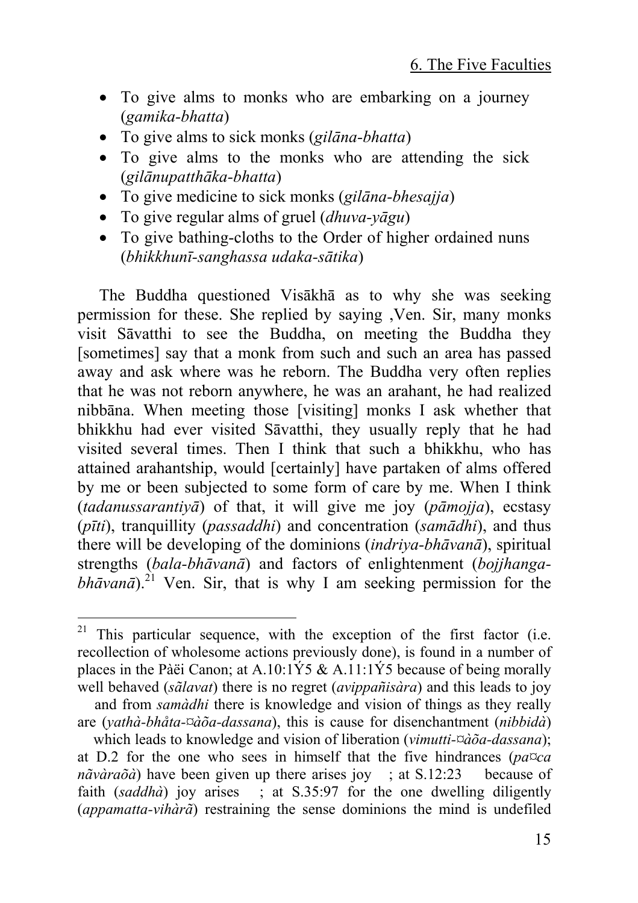- To give alms to monks who are embarking on a journey (*gamika-bhatta*)
- To give alms to sick monks (*gilāna-bhatta*)
- To give alms to the monks who are attending the sick (*gilānupatthāka-bhatta*)
- To give medicine to sick monks (*gilāna-bhesajja*)
- To give regular alms of gruel (*dhuva-yāgu*)
- To give bathing-cloths to the Order of higher ordained nuns (*bhikkhunī-sanghassa udaka-sātika*)

The Buddha questioned Visākhā as to why she was seeking permission for these. She replied by saying ,Ven. Sir, many monks visit Sāvatthi to see the Buddha, on meeting the Buddha they [sometimes] say that a monk from such and such an area has passed away and ask where was he reborn. The Buddha very often replies that he was not reborn anywhere, he was an arahant, he had realized nibbāna. When meeting those [visiting] monks I ask whether that bhikkhu had ever visited Sāvatthi, they usually reply that he had visited several times. Then I think that such a bhikkhu, who has attained arahantship, would [certainly] have partaken of alms offered by me or been subjected to some form of care by me. When I think (*tadanussarantiyā*) of that, it will give me joy (*pāmojja*), ecstasy (*pīti*), tranquillity (*passaddhi*) and concentration (*samādhi*), and thus there will be developing of the dominions (*indriya-bhāvanā*), spiritual strengths (*bala-bhāvanā*) and factors of enlightenment (*bojjhanga-bhāvanā*).[21] Ven. Sir, that is why I am seeking permission for the

---

[21] This particular sequence, with the exception of the first factor (i.e. recollection of wholesome actions previously done), is found in a number of places in the Pàëi Canon; at A.10:1Ý5 & A.11:1Ý5 because of being morally well behaved (*sãlavat*) there is no regret (*avippañisàra*) and this leads to joy and from *samàdhi* there is knowledge and vision of things as they really are (*yathà-bhåta-¤àõa-dassana*), this is cause for disenchantment (*nibbidà*) which leads to knowledge and vision of liberation (*vimutti-¤àõa-dassana*); at D.2 for the one who sees in himself that the five hindrances (*pa¤ca nãvàraõà*) have been given up there arises joy ; at S.12:23 because of faith (*saddhà*) joy arises ; at S.35:97 for the one dwelling diligently (*appamatta-vihàrã*) restraining the sense dominions the mind is undefiled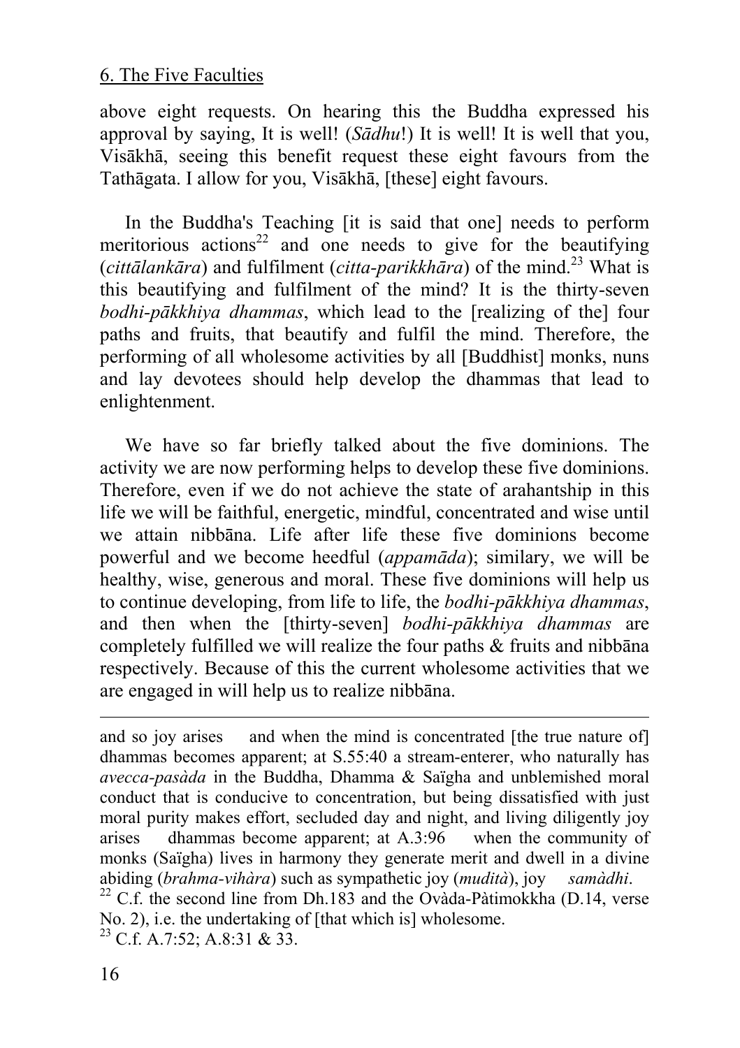above eight requests. On hearing this the Buddha expressed his approval by saying, It is well! (*Sādhu*!) It is well! It is well that you, Visākhā, seeing this benefit request these eight favours from the Tathāgata. I allow for you, Visākhā, [these] eight favours.

In the Buddha's Teaching [it is said that one] needs to perform meritorious actions[22] and one needs to give for the beautifying (*cittālankāra*) and fulfilment (*citta-parikkhāra*) of the mind.[23] What is this beautifying and fulfilment of the mind? It is the thirty-seven *bodhi-pākkhiya dhammas*, which lead to the [realizing of the] four paths and fruits, that beautify and fulfil the mind. Therefore, the performing of all wholesome activities by all [Buddhist] monks, nuns and lay devotees should help develop the dhammas that lead to enlightenment.

We have so far briefly talked about the five dominions. The activity we are now performing helps to develop these five dominions. Therefore, even if we do not achieve the state of arahantship in this life we will be faithful, energetic, mindful, concentrated and wise until we attain nibbāna. Life after life these five dominions become powerful and we become heedful (*appamāda*); similary, we will be healthy, wise, generous and moral. These five dominions will help us to continue developing, from life to life, the *bodhi-pākkhiya dhammas*, and then when the [thirty-seven] *bodhi-pākkhiya dhammas* are completely fulfilled we will realize the four paths & fruits and nibbāna respectively. Because of this the current wholesome activities that we are engaged in will help us to realize nibbāna.

---

and so joy arises and when the mind is concentrated [the true nature of] dhammas becomes apparent; at S.55:40 a stream-enterer, who naturally has *avecca-pasàda* in the Buddha, Dhamma & Saïgha and unblemished moral conduct that is conducive to concentration, but being dissatisfied with just moral purity makes effort, secluded day and night, and living diligently joy arises dhammas become apparent; at A.3:96 when the community of monks (Saïgha) lives in harmony they generate merit and dwell in a divine abiding (*brahma-vihàra*) such as sympathetic joy (*mudità*), joy *samàdhi*.

[22] C.f. the second line from Dh.183 and the Ovàda-Pàtimokkha (D.14, verse No. 2), i.e. the undertaking of [that which is] wholesome.

[23] C.f. A.7:52; A.8:31 & 33.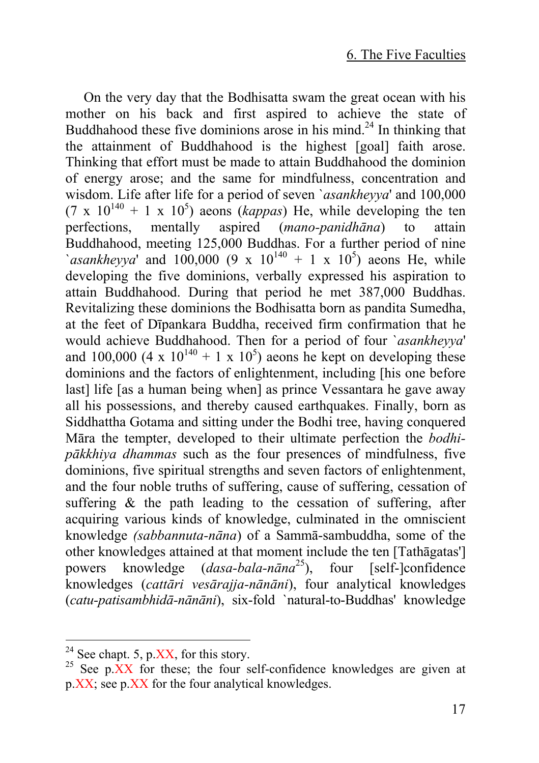On the very day that the Bodhisatta swam the great ocean with his mother on his back and first aspired to achieve the state of Buddhahood these five dominions arose in his mind.[24] In thinking that the attainment of Buddhahood is the highest [goal] faith arose. Thinking that effort must be made to attain Buddhahood the dominion of energy arose; and the same for mindfulness, concentration and wisdom. Life after life for a period of seven `*asankheyya*' and 100,000 ($7 \times 10^{140} + 1 \times 10^{5}$) aeons (*kappas*) He, while developing the ten perfections, mentally aspired (*mano-panidhāna*) to attain Buddhahood, meeting 125,000 Buddhas. For a further period of nine `*asankheyya*' and 100,000 ($9 \times 10^{140} + 1 \times 10^{5}$) aeons He, while developing the five dominions, verbally expressed his aspiration to attain Buddhahood. During that period he met 387,000 Buddhas. Revitalizing these dominions the Bodhisatta born as pandita Sumedha, at the feet of Dīpankara Buddha, received firm confirmation that he would achieve Buddhahood. Then for a period of four `*asankheyya*' and 100,000 ($4 \times 10^{140} + 1 \times 10^{5}$) aeons he kept on developing these dominions and the factors of enlightenment, including [his one before last] life [as a human being when] as prince Vessantara he gave away all his possessions, and thereby caused earthquakes. Finally, born as Siddhattha Gotama and sitting under the Bodhi tree, having conquered Māra the tempter, developed to their ultimate perfection the *bodhi-pākkhiya dhammas* such as the four presences of mindfulness, five dominions, five spiritual strengths and seven factors of enlightenment, and the four noble truths of suffering, cause of suffering, cessation of suffering & the path leading to the cessation of suffering, after acquiring various kinds of knowledge, culminated in the omniscient knowledge *(sabbannuta-nāna*) of a Sammā-sambuddha, some of the other knowledges attained at that moment include the ten [Tathāgatas'] powers knowledge (*dasa-bala-nāna*[25]), four [self-]confidence knowledges (*cattāri vesārajja-nānāni*), four analytical knowledges (*catu-patisambhidā-nānāni*), six-fold `natural-to-Buddhas' knowledge

---

[24] See chapt. 5, p.XX, for this story.

[25] See p.XX for these; the four self-confidence knowledges are given at p.XX; see p.XX for the four analytical knowledges.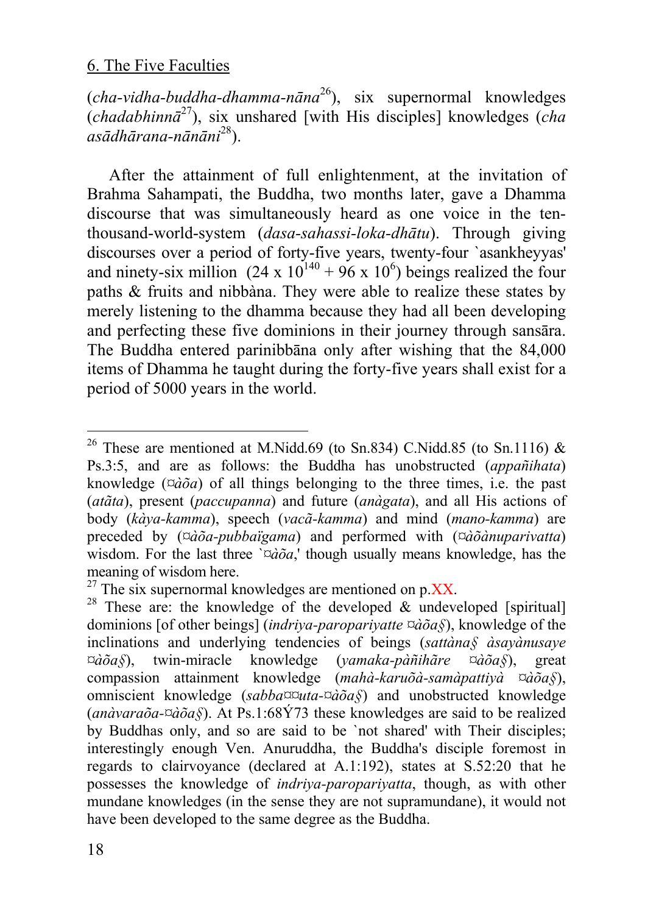6. The Five Faculties

(*cha-vidha-buddha-dhamma-nāna*[26]), six supernormal knowledges (*chadabhinnā*[27]), six unshared [with His disciples] knowledges (*cha asādhārana-nānāni*[28]).

After the attainment of full enlightenment, at the invitation of Brahma Sahampati, the Buddha, two months later, gave a Dhamma discourse that was simultaneously heard as one voice in the ten-thousand-world-system (*dasa-sahassi-loka-dhātu*). Through giving discourses over a period of forty-five years, twenty-four `asankheyyas' and ninety-six million ($24 \times 10^{140} + 96 \times 10^{6}$) beings realized the four paths & fruits and nibbàna. They were able to realize these states by merely listening to the dhamma because they had all been developing and perfecting these five dominions in their journey through sansāra. The Buddha entered parinibbāna only after wishing that the 84,000 items of Dhamma he taught during the forty-five years shall exist for a period of 5000 years in the world.

---

[26] These are mentioned at M.Nidd.69 (to Sn.834) C.Nidd.85 (to Sn.1116) & Ps.3:5, and are as follows: the Buddha has unobstructed (*appañihata*) knowledge (*¤àõa*) of all things belonging to the three times, i.e. the past (*atãta*), present (*paccupanna*) and future (*anàgata*), and all His actions of body (*kàya-kamma*), speech (*vacã-kamma*) and mind (*mano-kamma*) are preceded by (*¤àõa-pubbaïgama*) and performed with (*¤àõànuparivatta*) wisdom. For the last three `*¤àõa*,' though usually means knowledge, has the meaning of wisdom here.

[27] The six supernormal knowledges are mentioned on p.XX.

[28] These are: the knowledge of the developed & undeveloped [spiritual] dominions [of other beings] (*indriya-paropariyatte ¤àõa§*), knowledge of the inclinations and underlying tendencies of beings (*sattàna§ àsayànusaye ¤àõa§*), twin-miracle knowledge (*yamaka-pàñihãre ¤àõa§*), great compassion attainment knowledge (*mahà-karuõà-samàpattiyà ¤àõa§*), omniscient knowledge (*sabba¤¤uta-¤àõa§*) and unobstructed knowledge (*anàvaraõa-¤àõa§*). At Ps.1:68Ý73 these knowledges are said to be realized by Buddhas only, and so are said to be `not shared' with Their disciples; interestingly enough Ven. Anuruddha, the Buddha's disciple foremost in regards to clairvoyance (declared at A.1:192), states at S.52:20 that he possesses the knowledge of *indriya-paropariyatta*, though, as with other mundane knowledges (in the sense they are not supramundane), it would not have been developed to the same degree as the Buddha.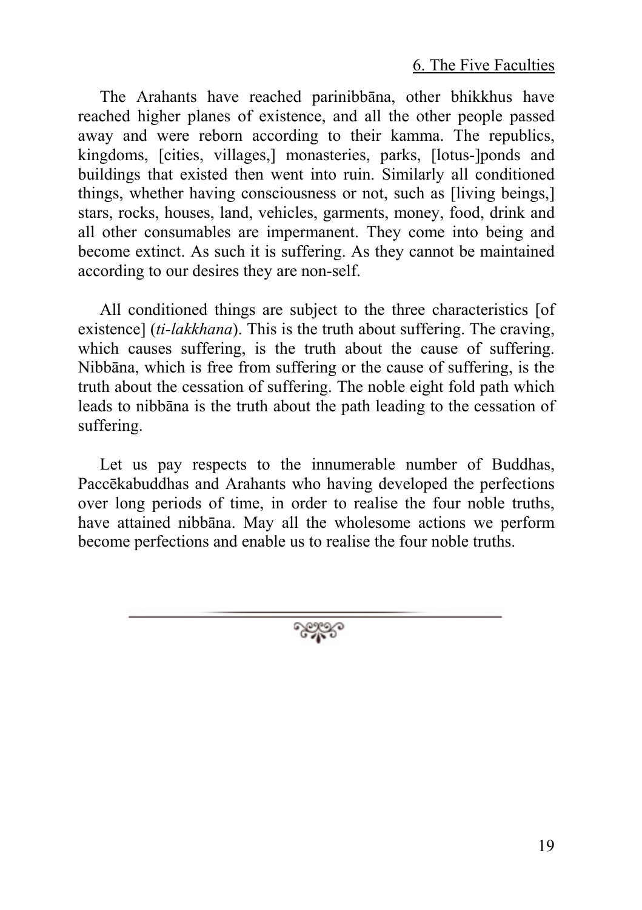The Arahants have reached parinibbāna, other bhikkhus have reached higher planes of existence, and all the other people passed away and were reborn according to their kamma. The republics, kingdoms, [cities, villages,] monasteries, parks, [lotus-]ponds and buildings that existed then went into ruin. Similarly all conditioned things, whether having consciousness or not, such as [living beings,] stars, rocks, houses, land, vehicles, garments, money, food, drink and all other consumables are impermanent. They come into being and become extinct. As such it is suffering. As they cannot be maintained according to our desires they are non-self.

All conditioned things are subject to the three characteristics [of existence] (*ti-lakkhana*). This is the truth about suffering. The craving, which causes suffering, is the truth about the cause of suffering. Nibbāna, which is free from suffering or the cause of suffering, is the truth about the cessation of suffering. The noble eight fold path which leads to nibbāna is the truth about the path leading to the cessation of suffering.

Let us pay respects to the innumerable number of Buddhas, Paccēkabuddhas and Arahants who having developed the perfections over long periods of time, in order to realise the four noble truths, have attained nibbāna. May all the wholesome actions we perform become perfections and enable us to realise the four noble truths.